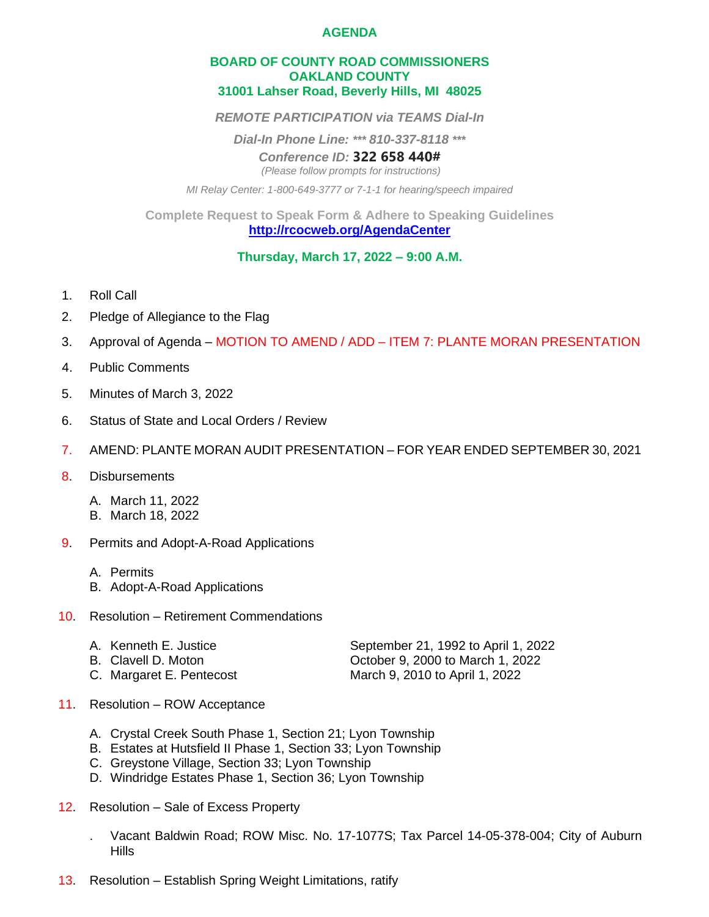# AGENDA

## BOARD OF COUNTY ROAD COMMISSIONERS
## OAKLAND COUNTY
## 31001 Lahser Road, Beverly Hills, MI 48025

***REMOTE PARTICIPATION via TEAMS Dial-In***

***Dial-In Phone Line: \*\*\* 810-337-8118 \*\*\****

***Conference ID:* 322 658 440#**

*(Please follow prompts for instructions)*

*MI Relay Center: 1-800-649-3777 or 7-1-1 for hearing/speech impaired*

**Complete Request to Speak Form & Adhere to Speaking Guidelines**
**http://rcocweb.org/AgendaCenter**

**Thursday, March 17, 2022 – 9:00 A.M.**

1. Roll Call
2. Pledge of Allegiance to the Flag
3. Approval of Agenda – MOTION TO AMEND / ADD – ITEM 7: PLANTE MORAN PRESENTATION
4. Public Comments
5. Minutes of March 3, 2022
6. Status of State and Local Orders / Review
7. AMEND: PLANTE MORAN AUDIT PRESENTATION – FOR YEAR ENDED SEPTEMBER 30, 2021
8. Disbursements
   - A. March 11, 2022
   - B. March 18, 2022
9. Permits and Adopt-A-Road Applications
   - A. Permits
   - B. Adopt-A-Road Applications
10. Resolution – Retirement Commendations
    - A. Kenneth E. Justice — September 21, 1992 to April 1, 2022
    - B. Clavell D. Moton — October 9, 2000 to March 1, 2022
    - C. Margaret E. Pentecost — March 9, 2010 to April 1, 2022
11. Resolution – ROW Acceptance
    - A. Crystal Creek South Phase 1, Section 21; Lyon Township
    - B. Estates at Hutsfield II Phase 1, Section 33; Lyon Township
    - C. Greystone Village, Section 33; Lyon Township
    - D. Windridge Estates Phase 1, Section 36; Lyon Township
12. Resolution – Sale of Excess Property
    - . Vacant Baldwin Road; ROW Misc. No. 17-1077S; Tax Parcel 14-05-378-004; City of Auburn Hills
13. Resolution – Establish Spring Weight Limitations, ratify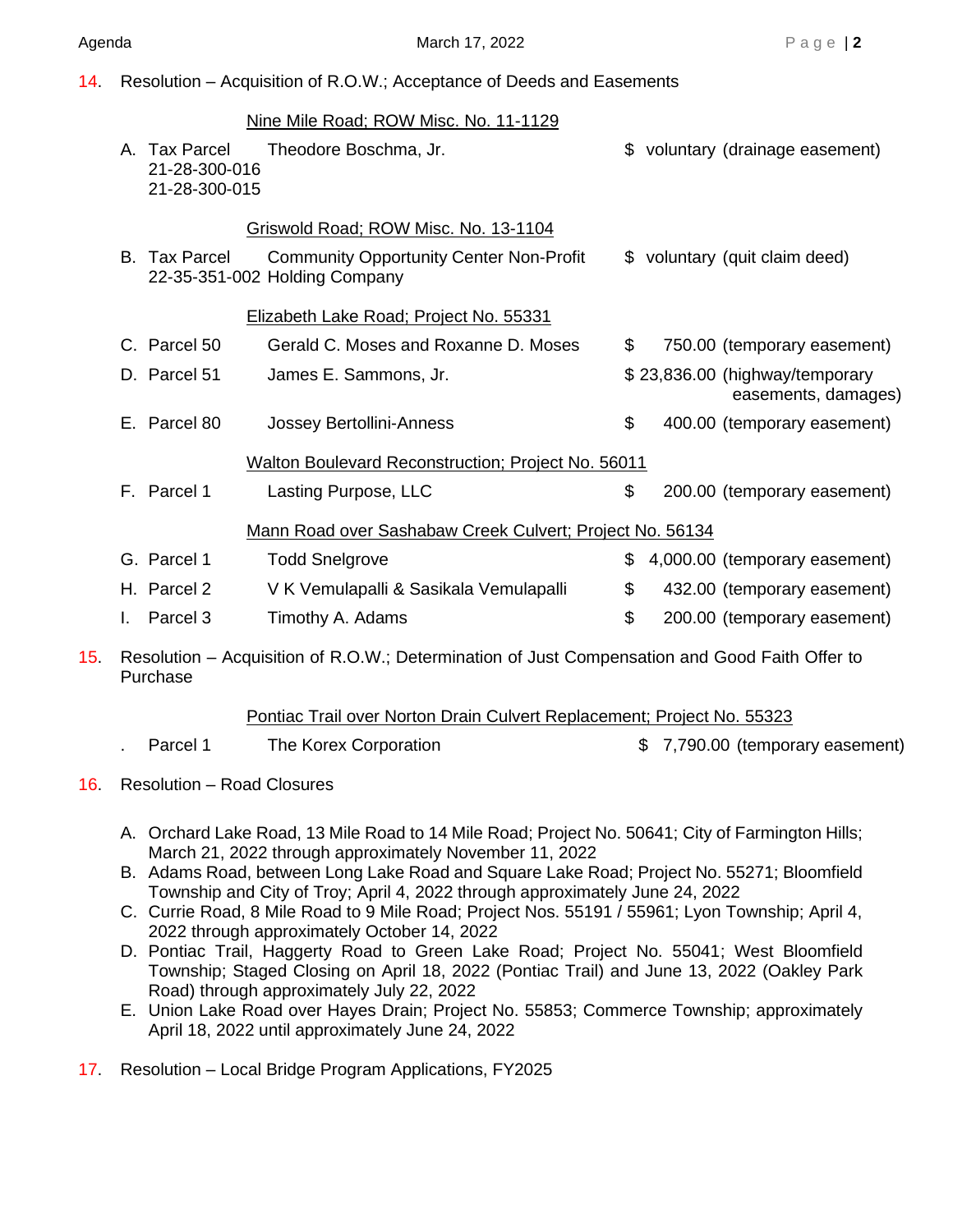14. Resolution – Acquisition of R.O.W.; Acceptance of Deeds and Easements

Nine Mile Road; ROW Misc. No. 11-1129

A. Tax Parcel 21-28-300-016 21-28-300-015 — Theodore Boschma, Jr. — $ voluntary (drainage easement)

Griswold Road; ROW Misc. No. 13-1104

B. Tax Parcel 22-35-351-002 — Community Opportunity Center Non-Profit Holding Company — $ voluntary (quit claim deed)

Elizabeth Lake Road; Project No. 55331

C. Parcel 50 — Gerald C. Moses and Roxanne D. Moses — $ 750.00 (temporary easement)

D. Parcel 51 — James E. Sammons, Jr. — $ 23,836.00 (highway/temporary easements, damages)

E. Parcel 80 — Jossey Bertollini-Anness — $ 400.00 (temporary easement)

Walton Boulevard Reconstruction; Project No. 56011

F. Parcel 1 — Lasting Purpose, LLC — $ 200.00 (temporary easement)

Mann Road over Sashabaw Creek Culvert; Project No. 56134

G. Parcel 1 — Todd Snelgrove — $ 4,000.00 (temporary easement)

H. Parcel 2 — V K Vemulapalli & Sasikala Vemulapalli — $ 432.00 (temporary easement)

I. Parcel 3 — Timothy A. Adams — $ 200.00 (temporary easement)

15. Resolution – Acquisition of R.O.W.; Determination of Just Compensation and Good Faith Offer to Purchase

Pontiac Trail over Norton Drain Culvert Replacement; Project No. 55323

. Parcel 1 — The Korex Corporation — $ 7,790.00 (temporary easement)

16. Resolution – Road Closures

A. Orchard Lake Road, 13 Mile Road to 14 Mile Road; Project No. 50641; City of Farmington Hills; March 21, 2022 through approximately November 11, 2022
B. Adams Road, between Long Lake Road and Square Lake Road; Project No. 55271; Bloomfield Township and City of Troy; April 4, 2022 through approximately June 24, 2022
C. Currie Road, 8 Mile Road to 9 Mile Road; Project Nos. 55191 / 55961; Lyon Township; April 4, 2022 through approximately October 14, 2022
D. Pontiac Trail, Haggerty Road to Green Lake Road; Project No. 55041; West Bloomfield Township; Staged Closing on April 18, 2022 (Pontiac Trail) and June 13, 2022 (Oakley Park Road) through approximately July 22, 2022
E. Union Lake Road over Hayes Drain; Project No. 55853; Commerce Township; approximately April 18, 2022 until approximately June 24, 2022

17. Resolution – Local Bridge Program Applications, FY2025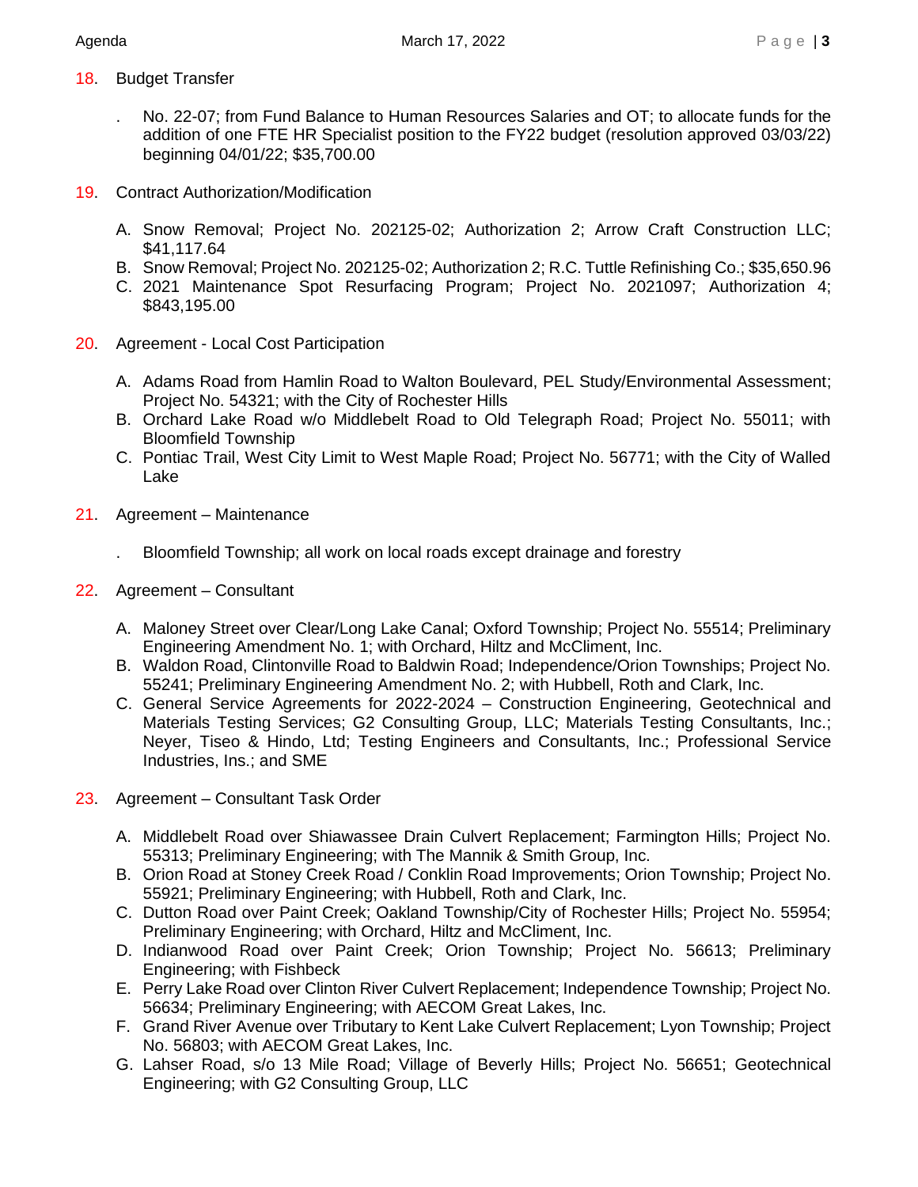18. Budget Transfer

    . No. 22-07; from Fund Balance to Human Resources Salaries and OT; to allocate funds for the addition of one FTE HR Specialist position to the FY22 budget (resolution approved 03/03/22) beginning 04/01/22; $35,700.00

19. Contract Authorization/Modification

    A. Snow Removal; Project No. 202125-02; Authorization 2; Arrow Craft Construction LLC; $41,117.64
    B. Snow Removal; Project No. 202125-02; Authorization 2; R.C. Tuttle Refinishing Co.; $35,650.96
    C. 2021 Maintenance Spot Resurfacing Program; Project No. 2021097; Authorization 4; $843,195.00

20. Agreement - Local Cost Participation

    A. Adams Road from Hamlin Road to Walton Boulevard, PEL Study/Environmental Assessment; Project No. 54321; with the City of Rochester Hills
    B. Orchard Lake Road w/o Middlebelt Road to Old Telegraph Road; Project No. 55011; with Bloomfield Township
    C. Pontiac Trail, West City Limit to West Maple Road; Project No. 56771; with the City of Walled Lake

21. Agreement – Maintenance

    . Bloomfield Township; all work on local roads except drainage and forestry

22. Agreement – Consultant

    A. Maloney Street over Clear/Long Lake Canal; Oxford Township; Project No. 55514; Preliminary Engineering Amendment No. 1; with Orchard, Hiltz and McCliment, Inc.
    B. Waldon Road, Clintonville Road to Baldwin Road; Independence/Orion Townships; Project No. 55241; Preliminary Engineering Amendment No. 2; with Hubbell, Roth and Clark, Inc.
    C. General Service Agreements for 2022-2024 – Construction Engineering, Geotechnical and Materials Testing Services; G2 Consulting Group, LLC; Materials Testing Consultants, Inc.; Neyer, Tiseo & Hindo, Ltd; Testing Engineers and Consultants, Inc.; Professional Service Industries, Ins.; and SME

23. Agreement – Consultant Task Order

    A. Middlebelt Road over Shiawassee Drain Culvert Replacement; Farmington Hills; Project No. 55313; Preliminary Engineering; with The Mannik & Smith Group, Inc.
    B. Orion Road at Stoney Creek Road / Conklin Road Improvements; Orion Township; Project No. 55921; Preliminary Engineering; with Hubbell, Roth and Clark, Inc.
    C. Dutton Road over Paint Creek; Oakland Township/City of Rochester Hills; Project No. 55954; Preliminary Engineering; with Orchard, Hiltz and McCliment, Inc.
    D. Indianwood Road over Paint Creek; Orion Township; Project No. 56613; Preliminary Engineering; with Fishbeck
    E. Perry Lake Road over Clinton River Culvert Replacement; Independence Township; Project No. 56634; Preliminary Engineering; with AECOM Great Lakes, Inc.
    F. Grand River Avenue over Tributary to Kent Lake Culvert Replacement; Lyon Township; Project No. 56803; with AECOM Great Lakes, Inc.
    G. Lahser Road, s/o 13 Mile Road; Village of Beverly Hills; Project No. 56651; Geotechnical Engineering; with G2 Consulting Group, LLC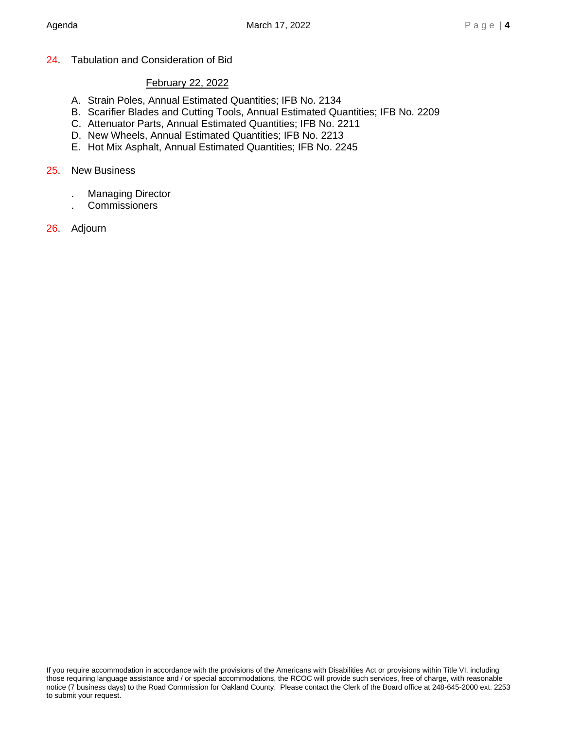24. Tabulation and Consideration of Bid

February 22, 2022

A. Strain Poles, Annual Estimated Quantities; IFB No. 2134
B. Scarifier Blades and Cutting Tools, Annual Estimated Quantities; IFB No. 2209
C. Attenuator Parts, Annual Estimated Quantities; IFB No. 2211
D. New Wheels, Annual Estimated Quantities; IFB No. 2213
E. Hot Mix Asphalt, Annual Estimated Quantities; IFB No. 2245

25. New Business

- Managing Director
- Commissioners

26. Adjourn

If you require accommodation in accordance with the provisions of the Americans with Disabilities Act or provisions within Title VI, including those requiring language assistance and / or special accommodations, the RCOC will provide such services, free of charge, with reasonable notice (7 business days) to the Road Commission for Oakland County. Please contact the Clerk of the Board office at 248-645-2000 ext. 2253 to submit your request.